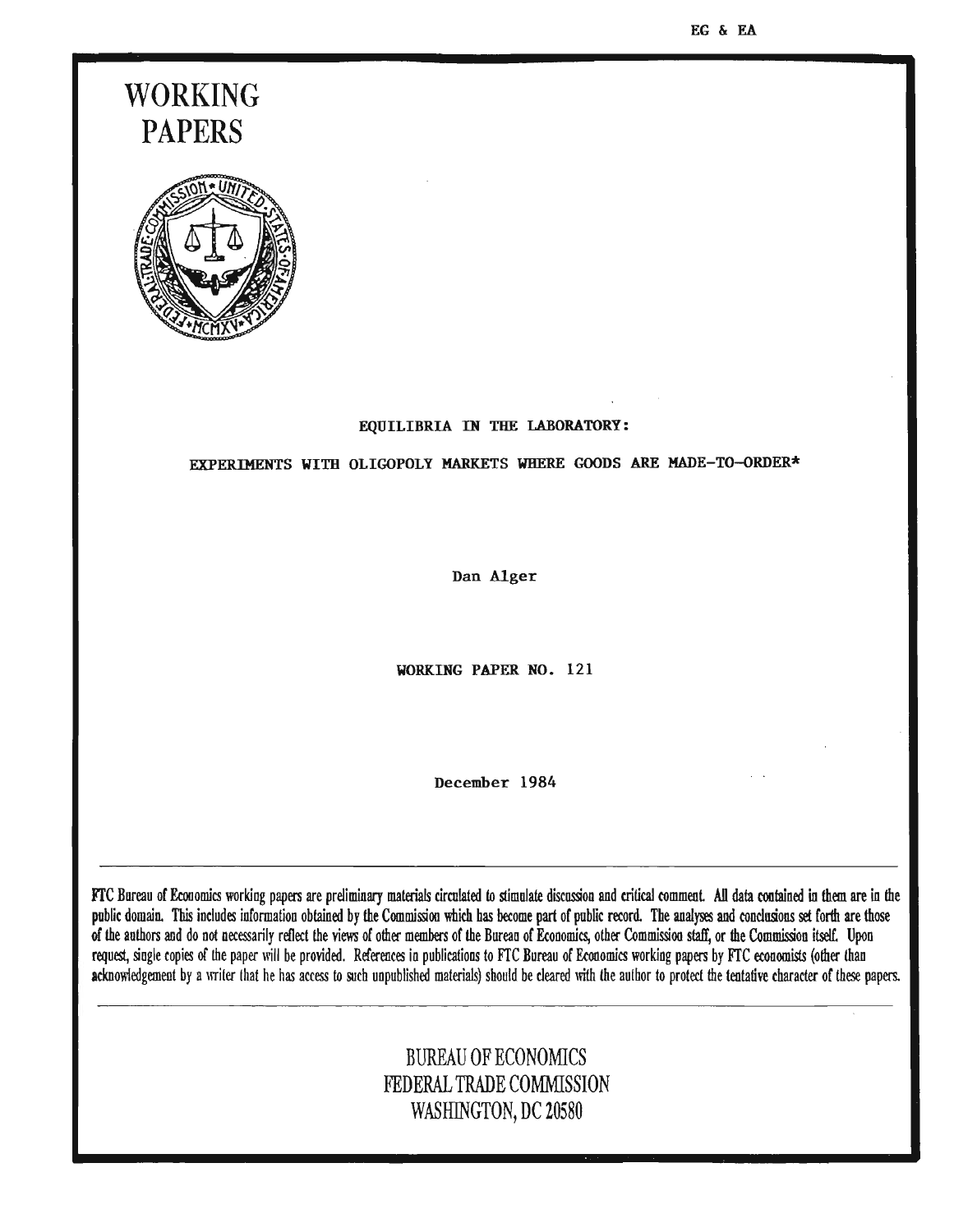EG & EA

# WORKING PAPERS

## EQUILIBRIA IN THE LABORATORY:

## EXPERIMENTS WITH OLIGOPOLY MARKETS WHERE GOODS ARE MADE-TO-ORDER*

Dan Alger

WORKING PAPER NO. 121

December 1984

---

FTC Bureau of Economics working papers are preliminary materials circulated to stimulate discussion and critical comment. All data contained in them are in the public domain. This includes information obtained by the Commission which has become part of public record. The analyses and conclusions set forth are those of the authors and do not necessarily reflect the views of other members of the Bureau of Economics, other Commission staff, or the Commission itself. Upon request, single copies of the paper will be provided. References in publications to FTC Bureau of Economics working papers by FTC economists (other than acknowledgement by a writer that he has access to such unpublished materials) should be cleared with the author to protect the tentative character of these papers.

---

BUREAU OF ECONOMICS
FEDERAL TRADE COMMISSION
WASHINGTON, DC 20580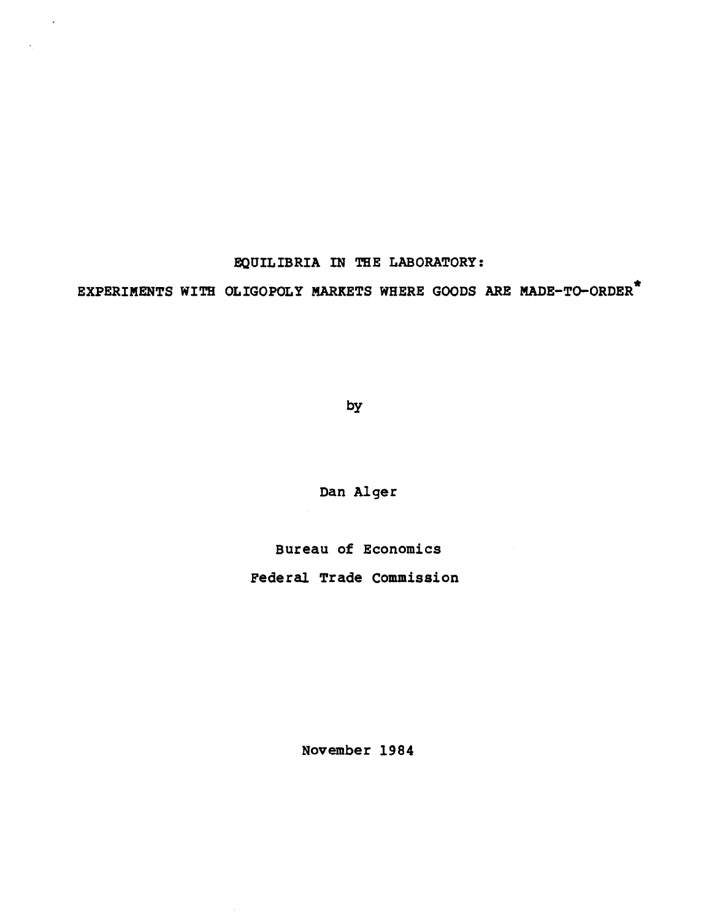# EQUILIBRIA IN THE LABORATORY:

# EXPERIMENTS WITH OLIGOPOLY MARKETS WHERE GOODS ARE MADE-TO-ORDER*

by

Dan Alger

Bureau of Economics

Federal Trade Commission

November 1984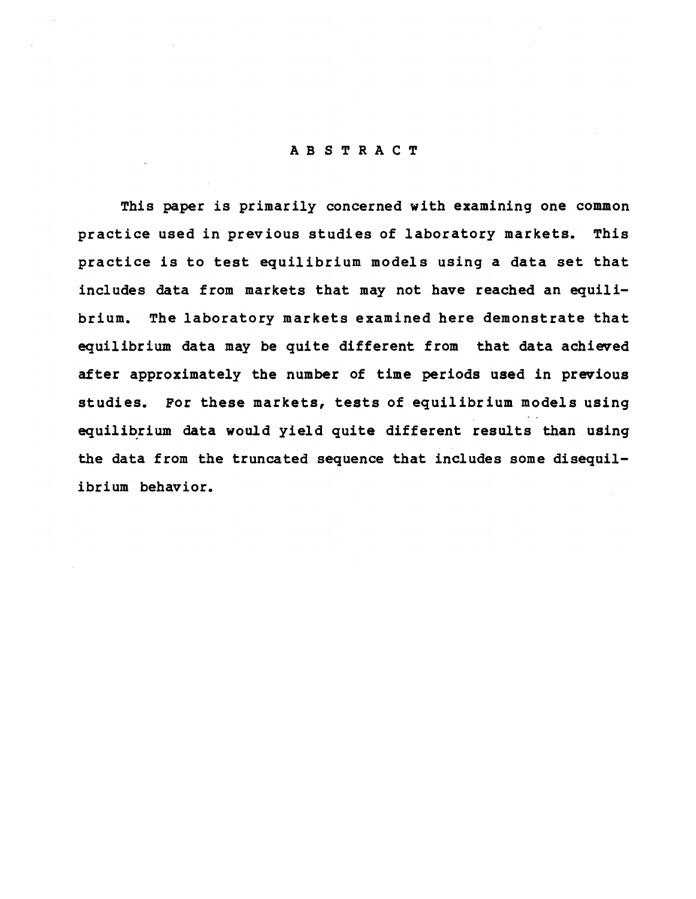# ABSTRACT

This paper is primarily concerned with examining one common practice used in previous studies of laboratory markets. This practice is to test equilibrium models using a data set that includes data from markets that may not have reached an equilibrium. The laboratory markets examined here demonstrate that equilibrium data may be quite different from that data achieved after approximately the number of time periods used in previous studies. For these markets, tests of equilibrium models using equilibrium data would yield quite different results than using the data from the truncated sequence that includes some disequilibrium behavior.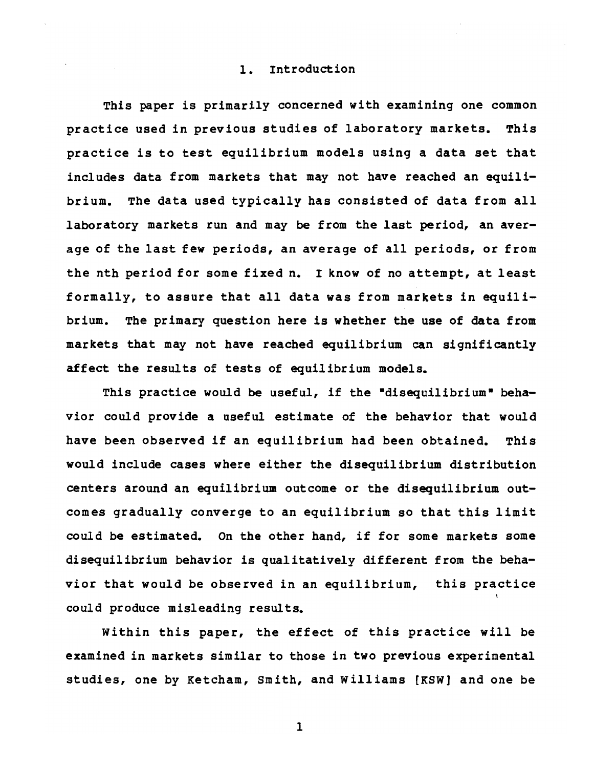# 1. Introduction

This paper is primarily concerned with examining one common practice used in previous studies of laboratory markets. This practice is to test equilibrium models using a data set that includes data from markets that may not have reached an equilibrium. The data used typically has consisted of data from all laboratory markets run and may be from the last period, an average of the last few periods, an average of all periods, or from the nth period for some fixed n. I know of no attempt, at least formally, to assure that all data was from markets in equilibrium. The primary question here is whether the use of data from markets that may not have reached equilibrium can significantly affect the results of tests of equilibrium models.

This practice would be useful, if the "disequilibrium" behavior could provide a useful estimate of the behavior that would have been observed if an equilibrium had been obtained. This would include cases where either the disequilibrium distribution centers around an equilibrium outcome or the disequilibrium outcomes gradually converge to an equilibrium so that this limit could be estimated. On the other hand, if for some markets some disequilibrium behavior is qualitatively different from the behavior that would be observed in an equilibrium, this practice could produce misleading results.

Within this paper, the effect of this practice will be examined in markets similar to those in two previous experimental studies, one by Ketcham, Smith, and Williams [KSW] and one be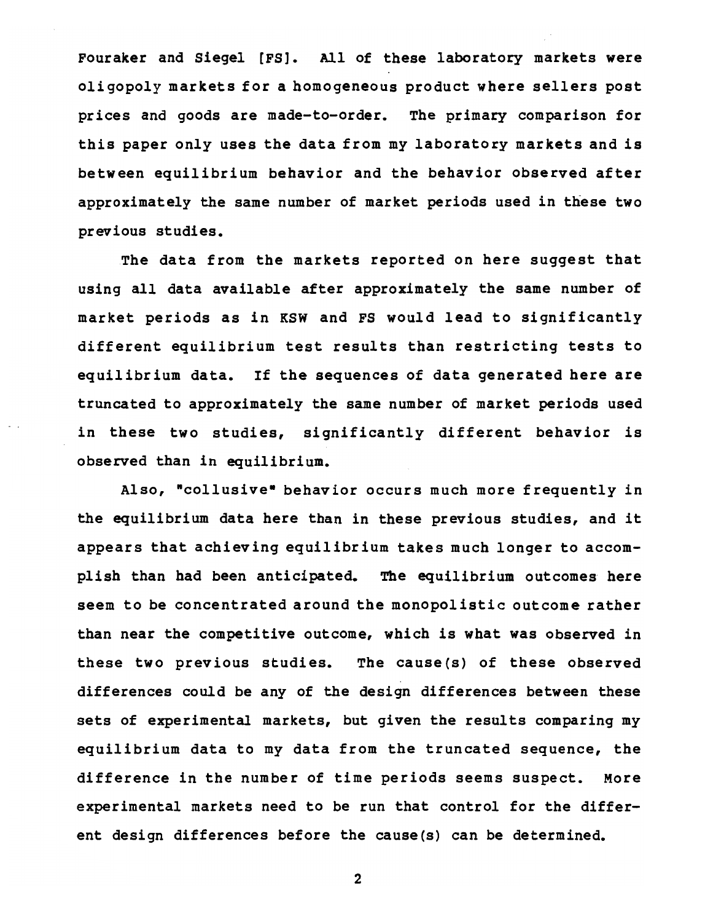Fouraker and Siegel [FS]. All of these laboratory markets were oligopoly markets for a homogeneous product where sellers post prices and goods are made-to-order. The primary comparison for this paper only uses the data from my laboratory markets and is between equilibrium behavior and the behavior observed after approximately the same number of market periods used in these two previous studies.

The data from the markets reported on here suggest that using all data available after approximately the same number of market periods as in KSW and FS would lead to significantly different equilibrium test results than restricting tests to equilibrium data. If the sequences of data generated here are truncated to approximately the same number of market periods used in these two studies, significantly different behavior is observed than in equilibrium.

Also, "collusive" behavior occurs much more frequently in the equilibrium data here than in these previous studies, and it appears that achieving equilibrium takes much longer to accomplish than had been anticipated. The equilibrium outcomes here seem to be concentrated around the monopolistic outcome rather than near the competitive outcome, which is what was observed in these two previous studies. The cause(s) of these observed differences could be any of the design differences between these sets of experimental markets, but given the results comparing my equilibrium data to my data from the truncated sequence, the difference in the number of time periods seems suspect. More experimental markets need to be run that control for the different design differences before the cause(s) can be determined.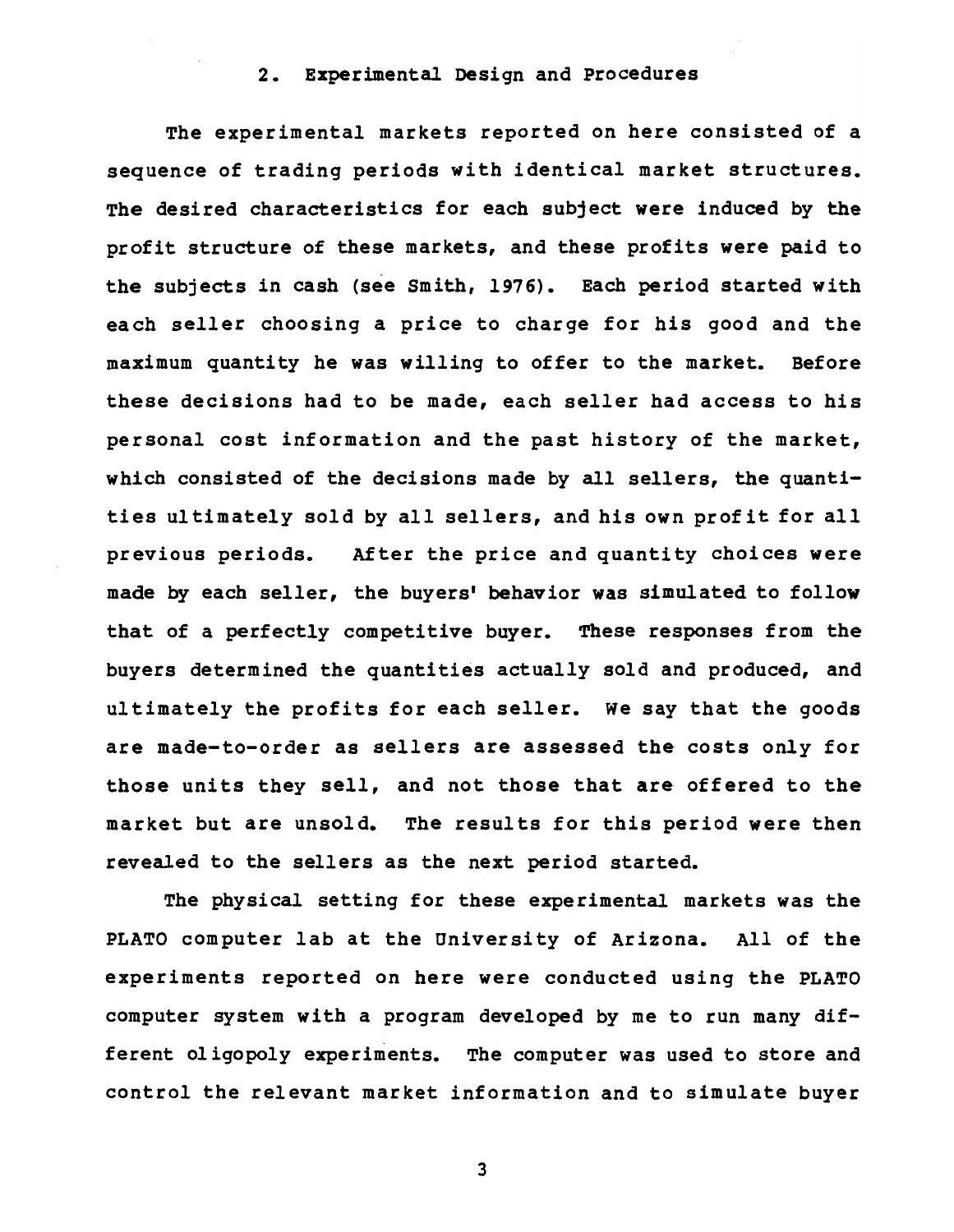## 2. Experimental Design and Procedures

The experimental markets reported on here consisted of a sequence of trading periods with identical market structures. The desired characteristics for each subject were induced by the profit structure of these markets, and these profits were paid to the subjects in cash (see Smith, 1976). Each period started with each seller choosing a price to charge for his good and the maximum quantity he was willing to offer to the market. Before these decisions had to be made, each seller had access to his personal cost information and the past history of the market, which consisted of the decisions made by all sellers, the quantities ultimately sold by all sellers, and his own profit for all previous periods. After the price and quantity choices were made by each seller, the buyers' behavior was simulated to follow that of a perfectly competitive buyer. These responses from the buyers determined the quantities actually sold and produced, and ultimately the profits for each seller. We say that the goods are made-to-order as sellers are assessed the costs only for those units they sell, and not those that are offered to the market but are unsold. The results for this period were then revealed to the sellers as the next period started.

The physical setting for these experimental markets was the PLATO computer lab at the University of Arizona. All of the experiments reported on here were conducted using the PLATO computer system with a program developed by me to run many different oligopoly experiments. The computer was used to store and control the relevant market information and to simulate buyer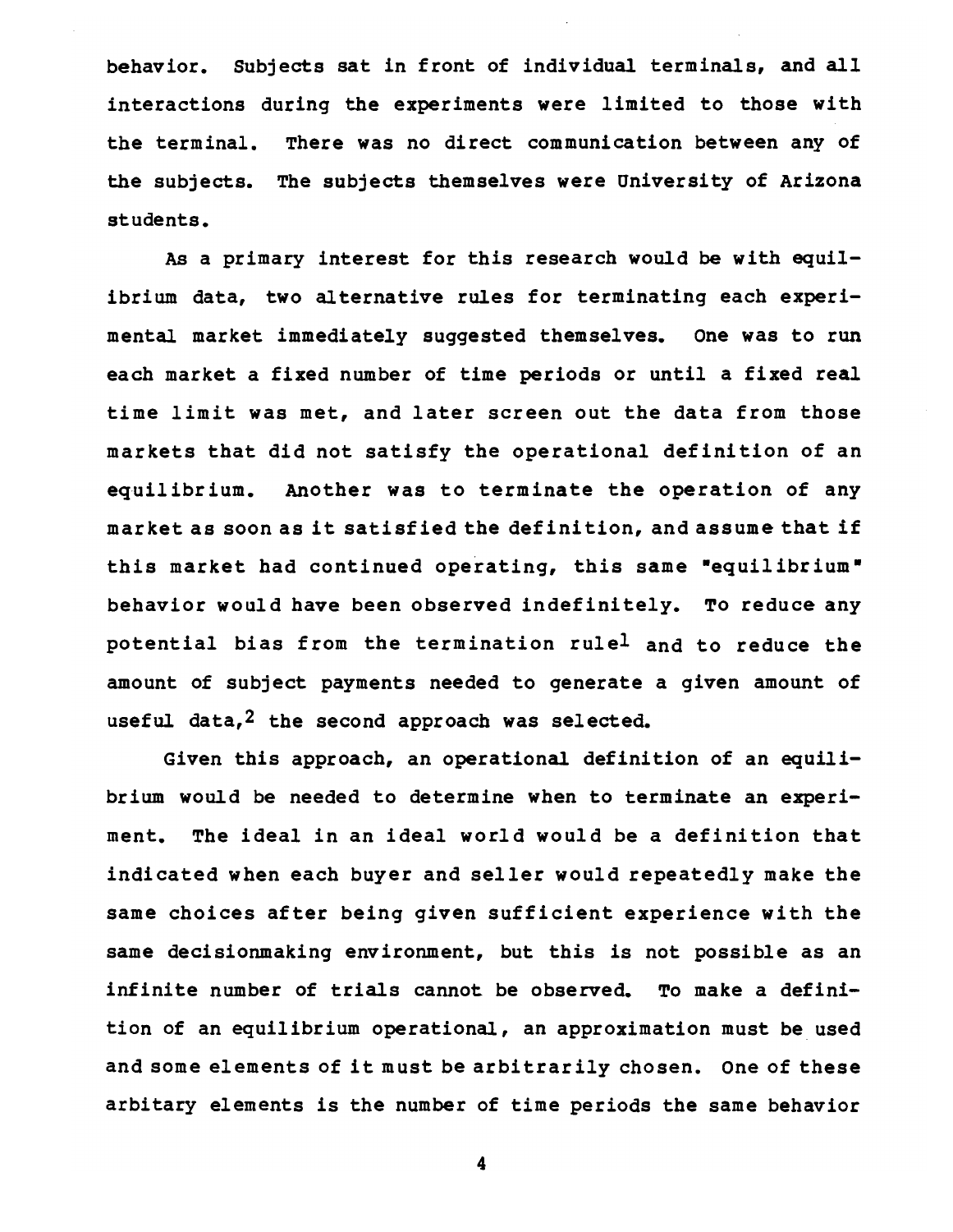behavior. Subjects sat in front of individual terminals, and all interactions during the experiments were limited to those with the terminal. There was no direct communication between any of the subjects. The subjects themselves were University of Arizona students.

As a primary interest for this research would be with equilibrium data, two alternative rules for terminating each experimental market immediately suggested themselves. One was to run each market a fixed number of time periods or until a fixed real time limit was met, and later screen out the data from those markets that did not satisfy the operational definition of an equilibrium. Another was to terminate the operation of any market as soon as it satisfied the definition, and assume that if this market had continued operating, this same "equilibrium" behavior would have been observed indefinitely. To reduce any potential bias from the termination rule[1] and to reduce the amount of subject payments needed to generate a given amount of useful data,[2] the second approach was selected.

Given this approach, an operational definition of an equilibrium would be needed to determine when to terminate an experiment. The ideal in an ideal world would be a definition that indicated when each buyer and seller would repeatedly make the same choices after being given sufficient experience with the same decisionmaking environment, but this is not possible as an infinite number of trials cannot be observed. To make a definition of an equilibrium operational, an approximation must be used and some elements of it must be arbitrarily chosen. One of these arbitary elements is the number of time periods the same behavior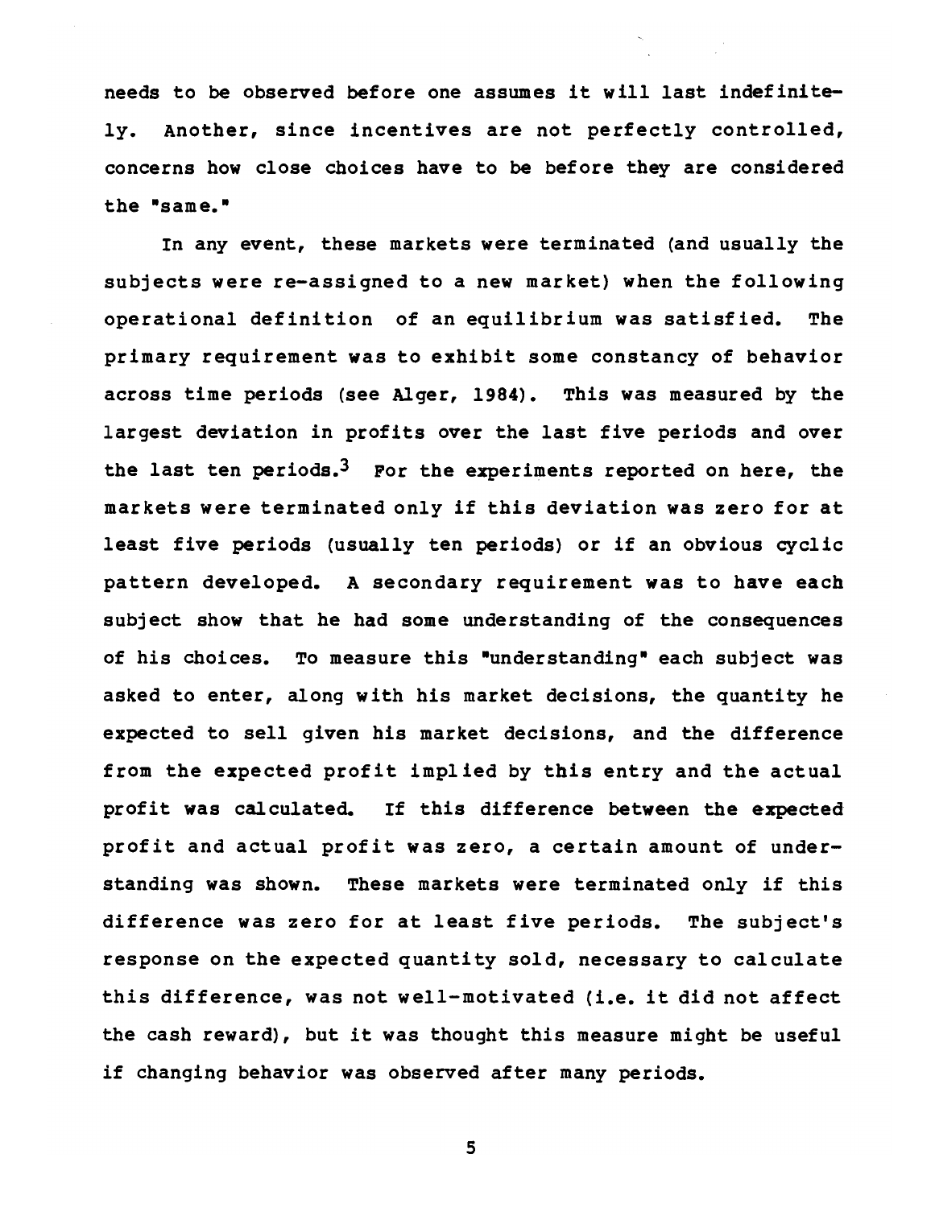needs to be observed before one assumes it will last indefinitely. Another, since incentives are not perfectly controlled, concerns how close choices have to be before they are considered the "same."

In any event, these markets were terminated (and usually the subjects were re-assigned to a new market) when the following operational definition of an equilibrium was satisfied. The primary requirement was to exhibit some constancy of behavior across time periods (see Alger, 1984). This was measured by the largest deviation in profits over the last five periods and over the last ten periods.[3] For the experiments reported on here, the markets were terminated only if this deviation was zero for at least five periods (usually ten periods) or if an obvious cyclic pattern developed. A secondary requirement was to have each subject show that he had some understanding of the consequences of his choices. To measure this "understanding" each subject was asked to enter, along with his market decisions, the quantity he expected to sell given his market decisions, and the difference from the expected profit implied by this entry and the actual profit was calculated. If this difference between the expected profit and actual profit was zero, a certain amount of understanding was shown. These markets were terminated only if this difference was zero for at least five periods. The subject's response on the expected quantity sold, necessary to calculate this difference, was not well-motivated (i.e. it did not affect the cash reward), but it was thought this measure might be useful if changing behavior was observed after many periods.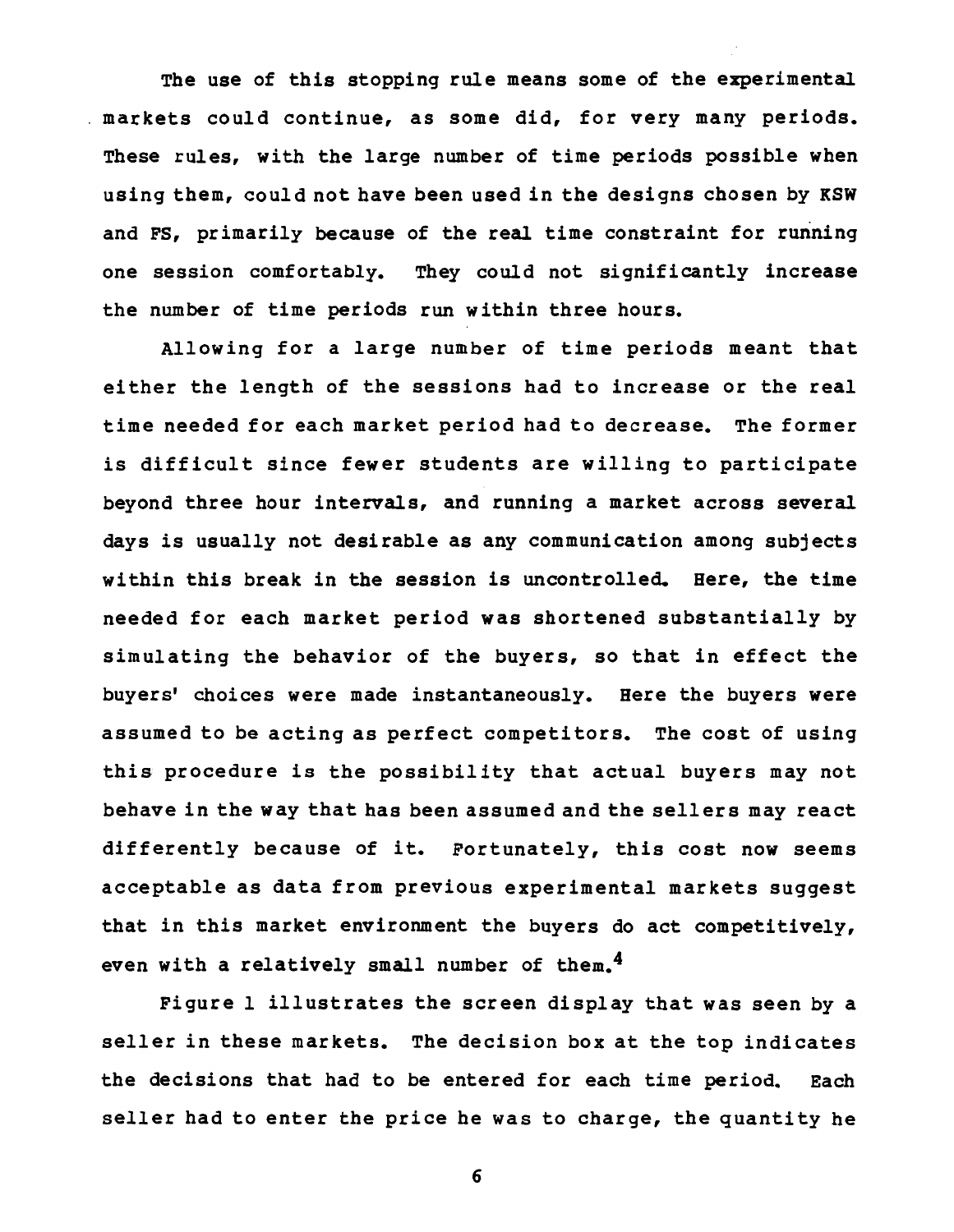The use of this stopping rule means some of the experimental markets could continue, as some did, for very many periods. These rules, with the large number of time periods possible when using them, could not have been used in the designs chosen by KSW and FS, primarily because of the real time constraint for running one session comfortably. They could not significantly increase the number of time periods run within three hours.

Allowing for a large number of time periods meant that either the length of the sessions had to increase or the real time needed for each market period had to decrease. The former is difficult since fewer students are willing to participate beyond three hour intervals, and running a market across several days is usually not desirable as any communication among subjects within this break in the session is uncontrolled. Here, the time needed for each market period was shortened substantially by simulating the behavior of the buyers, so that in effect the buyers' choices were made instantaneously. Here the buyers were assumed to be acting as perfect competitors. The cost of using this procedure is the possibility that actual buyers may not behave in the way that has been assumed and the sellers may react differently because of it. Fortunately, this cost now seems acceptable as data from previous experimental markets suggest that in this market environment the buyers do act competitively, even with a relatively small number of them.[4]

Figure 1 illustrates the screen display that was seen by a seller in these markets. The decision box at the top indicates the decisions that had to be entered for each time period. Each seller had to enter the price he was to charge, the quantity he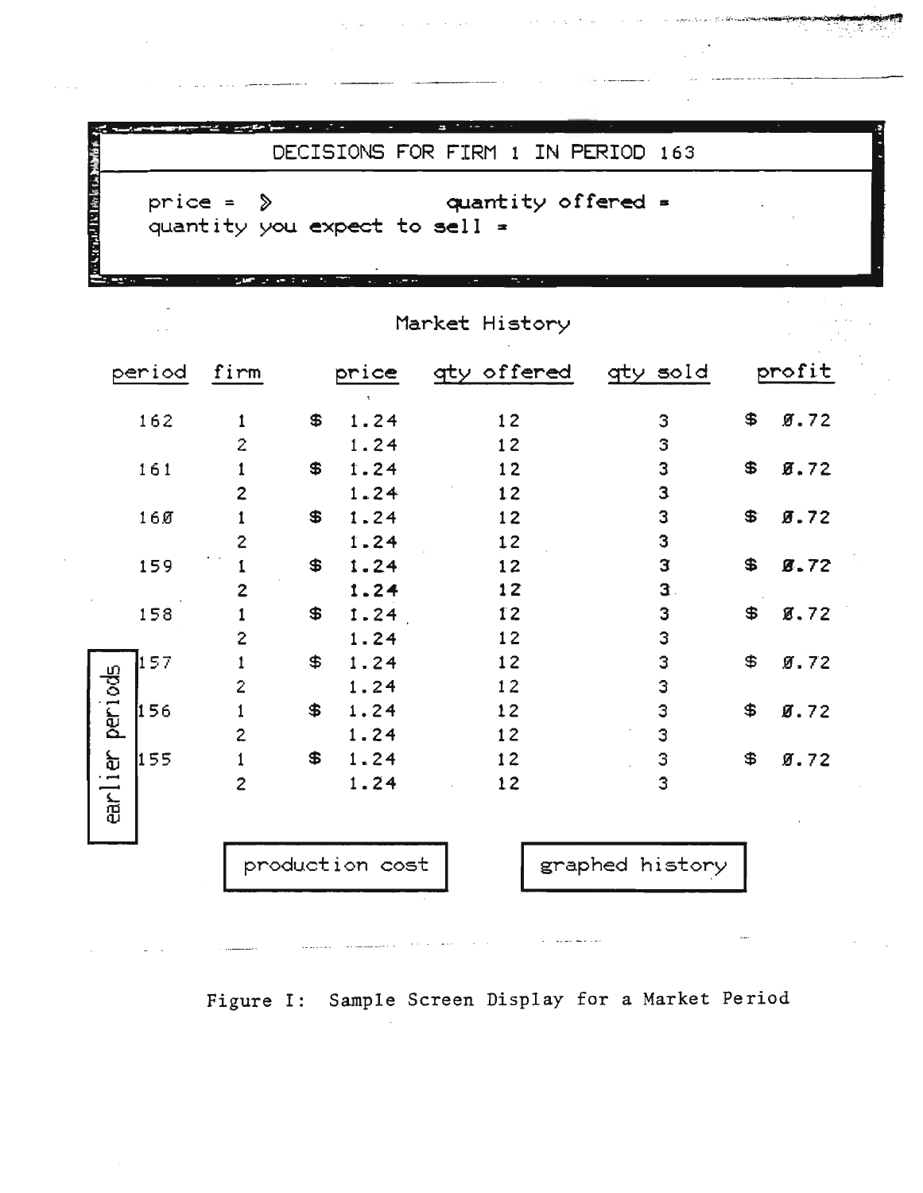DECISIONS FOR FIRM 1 IN PERIOD 163

price = ⪢ quantity offered =
quantity you expect to sell =

Market History

| period | firm | price | qty offered | qty sold | profit |
|---|---|---|---|---|---|
| 162 | 1 | $ 1.24 | 12 | 3 | $ 0.72 |
| | 2 | 1.24 | 12 | 3 | |
| 161 | 1 | $ 1.24 | 12 | 3 | $ 0.72 |
| | 2 | 1.24 | 12 | 3 | |
| 160 | 1 | $ 1.24 | 12 | 3 | $ 0.72 |
| | 2 | 1.24 | 12 | 3 | |
| 159 | 1 | $ 1.24 | 12 | 3 | $ 0.72 |
| | 2 | 1.24 | 12 | 3 | |
| 158 | 1 | $ 1.24 | 12 | 3 | $ 0.72 |
| | 2 | 1.24 | 12 | 3 | |
| 157 | 1 | $ 1.24 | 12 | 3 | $ 0.72 |
| | 2 | 1.24 | 12 | 3 | |
| 156 | 1 | $ 1.24 | 12 | 3 | $ 0.72 |
| | 2 | 1.24 | 12 | 3 | |
| 155 | 1 | $ 1.24 | 12 | 3 | $ 0.72 |
| | 2 | 1.24 | 12 | 3 | |

earlier periods

production cost

graphed history

Figure I: Sample Screen Display for a Market Period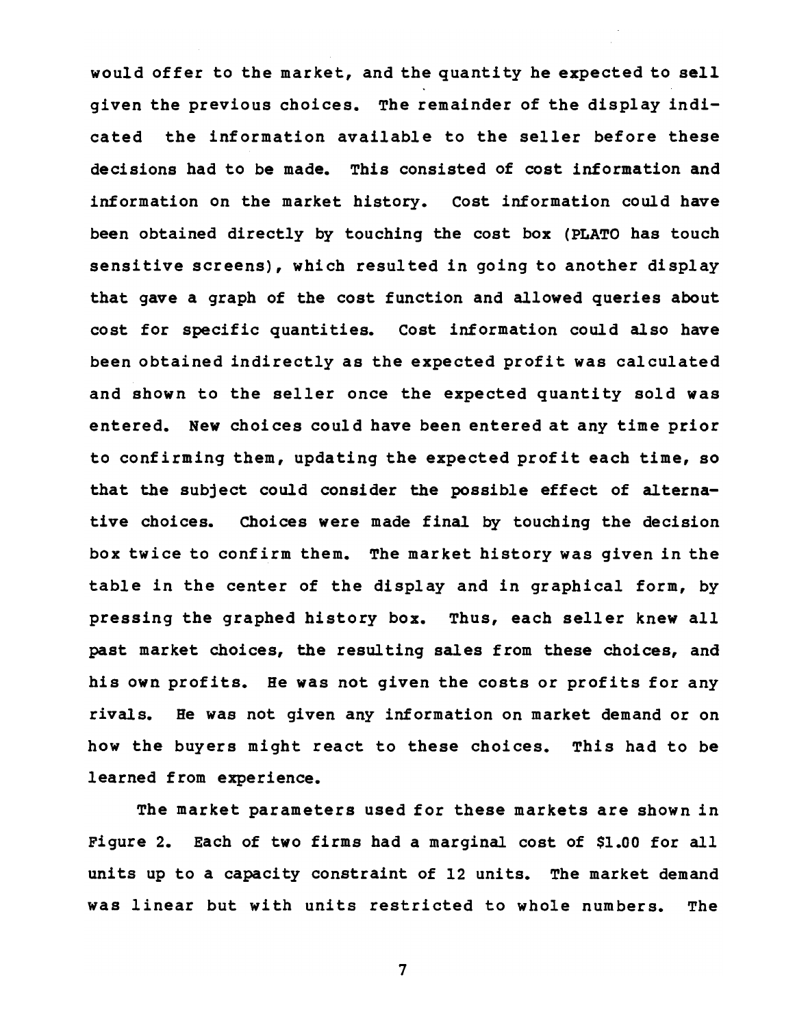would offer to the market, and the quantity he expected to sell given the previous choices. The remainder of the display indicated the information available to the seller before these decisions had to be made. This consisted of cost information and information on the market history. Cost information could have been obtained directly by touching the cost box (PLATO has touch sensitive screens), which resulted in going to another display that gave a graph of the cost function and allowed queries about cost for specific quantities. Cost information could also have been obtained indirectly as the expected profit was calculated and shown to the seller once the expected quantity sold was entered. New choices could have been entered at any time prior to confirming them, updating the expected profit each time, so that the subject could consider the possible effect of alternative choices. Choices were made final by touching the decision box twice to confirm them. The market history was given in the table in the center of the display and in graphical form, by pressing the graphed history box. Thus, each seller knew all past market choices, the resulting sales from these choices, and his own profits. He was not given the costs or profits for any rivals. He was not given any information on market demand or on how the buyers might react to these choices. This had to be learned from experience.

The market parameters used for these markets are shown in Figure 2. Each of two firms had a marginal cost of $1.00 for all units up to a capacity constraint of 12 units. The market demand was linear but with units restricted to whole numbers. The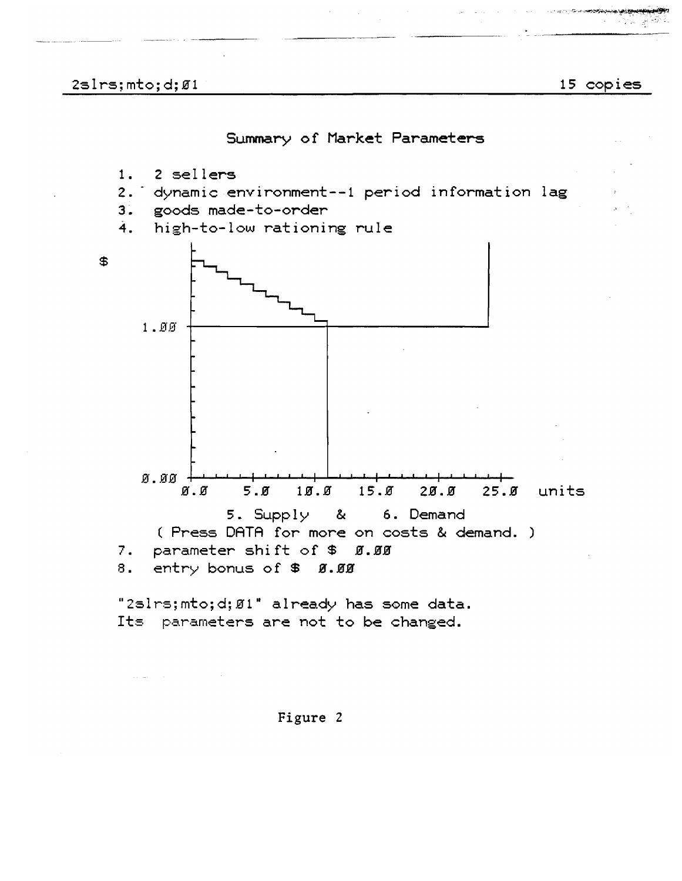2slrs;mto;d;01 — 15 copies

## Summary of Market Parameters

1. 2 sellers
2. dynamic environment--1 period information lag
3. goods made-to-order
4. high-to-low rationing rule

$

1.00

0.00

0.0 5.0 10.0 15.0 20.0 25.0 units

5. Supply & 6. Demand

( Press DATA for more on costs & demand. )

7. parameter shift of $ 0.00
8. entry bonus of $ 0.00

"2slrs;mto;d;01" already has some data.
Its parameters are not to be changed.

Figure 2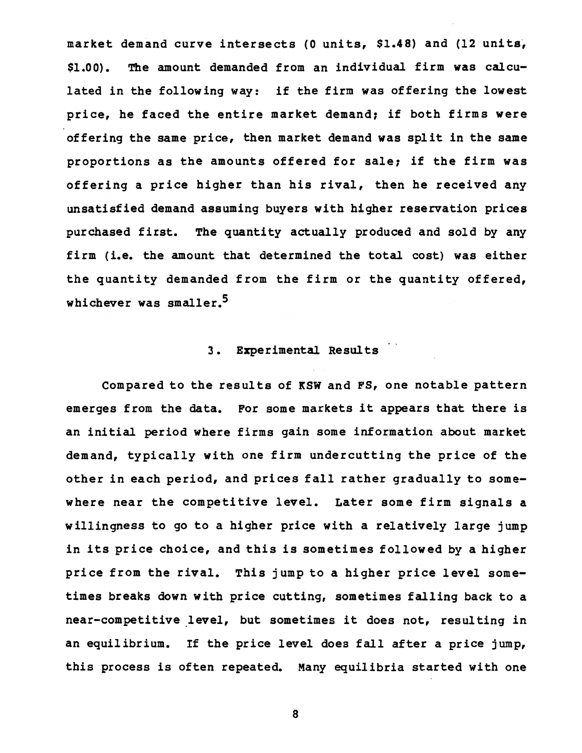market demand curve intersects (0 units, $1.48) and (12 units, $1.00). The amount demanded from an individual firm was calculated in the following way: if the firm was offering the lowest price, he faced the entire market demand; if both firms were offering the same price, then market demand was split in the same proportions as the amounts offered for sale; if the firm was offering a price higher than his rival, then he received any unsatisfied demand assuming buyers with higher reservation prices purchased first. The quantity actually produced and sold by any firm (i.e. the amount that determined the total cost) was either the quantity demanded from the firm or the quantity offered, whichever was smaller.[5]

## 3. Experimental Results

Compared to the results of KSW and FS, one notable pattern emerges from the data. For some markets it appears that there is an initial period where firms gain some information about market demand, typically with one firm undercutting the price of the other in each period, and prices fall rather gradually to somewhere near the competitive level. Later some firm signals a willingness to go to a higher price with a relatively large jump in its price choice, and this is sometimes followed by a higher price from the rival. This jump to a higher price level sometimes breaks down with price cutting, sometimes falling back to a near-competitive level, but sometimes it does not, resulting in an equilibrium. If the price level does fall after a price jump, this process is often repeated. Many equilibria started with one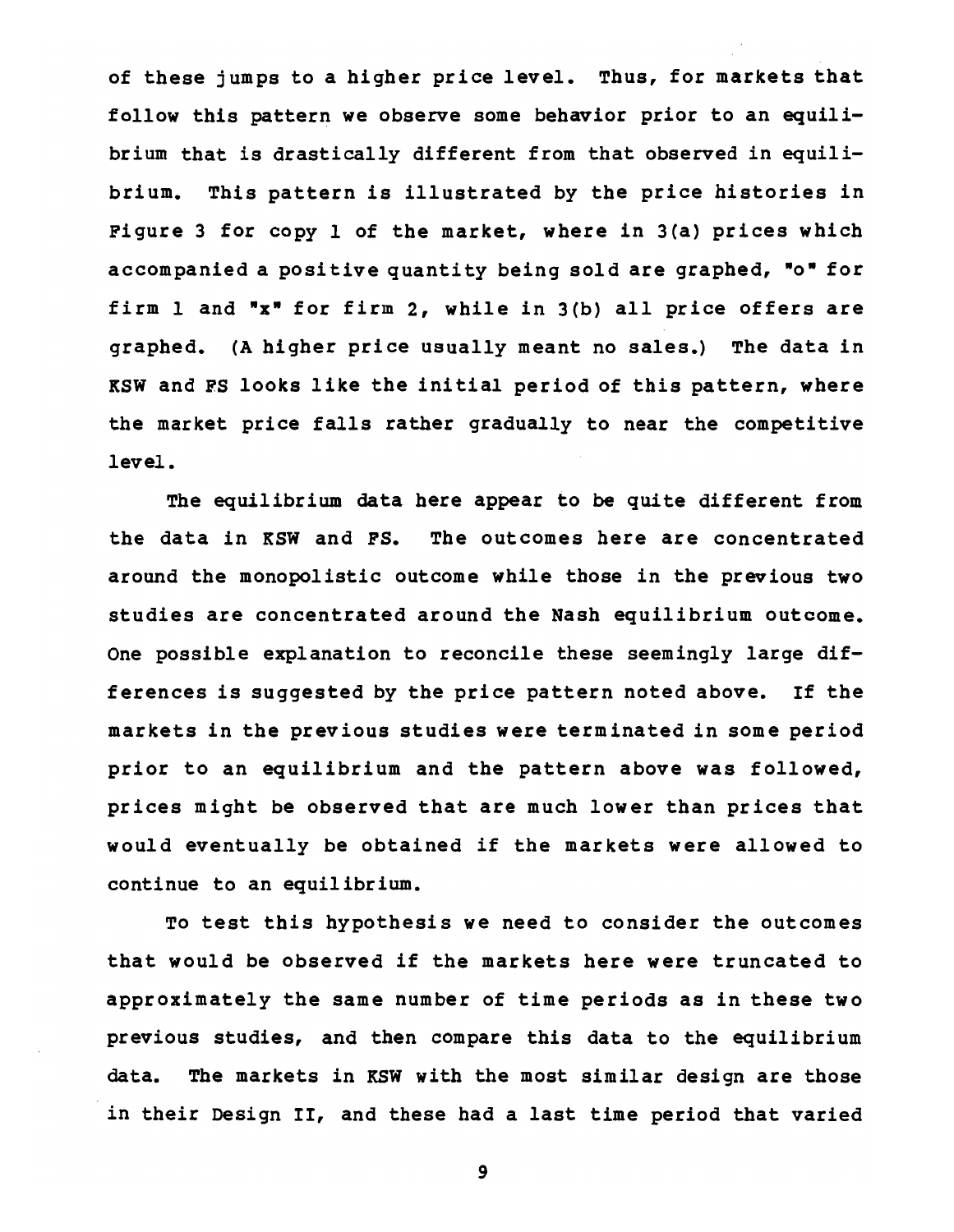of these jumps to a higher price level. Thus, for markets that follow this pattern we observe some behavior prior to an equilibrium that is drastically different from that observed in equilibrium. This pattern is illustrated by the price histories in Figure 3 for copy 1 of the market, where in 3(a) prices which accompanied a positive quantity being sold are graphed, "o" for firm 1 and "x" for firm 2, while in 3(b) all price offers are graphed. (A higher price usually meant no sales.) The data in KSW and FS looks like the initial period of this pattern, where the market price falls rather gradually to near the competitive level.

The equilibrium data here appear to be quite different from the data in KSW and FS. The outcomes here are concentrated around the monopolistic outcome while those in the previous two studies are concentrated around the Nash equilibrium outcome. One possible explanation to reconcile these seemingly large differences is suggested by the price pattern noted above. If the markets in the previous studies were terminated in some period prior to an equilibrium and the pattern above was followed, prices might be observed that are much lower than prices that would eventually be obtained if the markets were allowed to continue to an equilibrium.

To test this hypothesis we need to consider the outcomes that would be observed if the markets here were truncated to approximately the same number of time periods as in these two previous studies, and then compare this data to the equilibrium data. The markets in KSW with the most similar design are those in their Design II, and these had a last time period that varied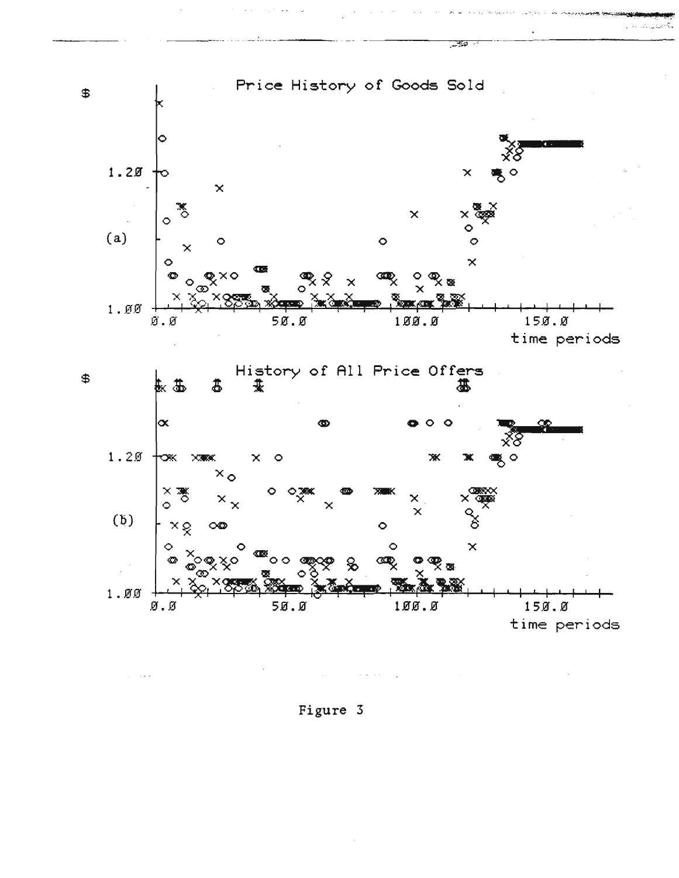Figure 3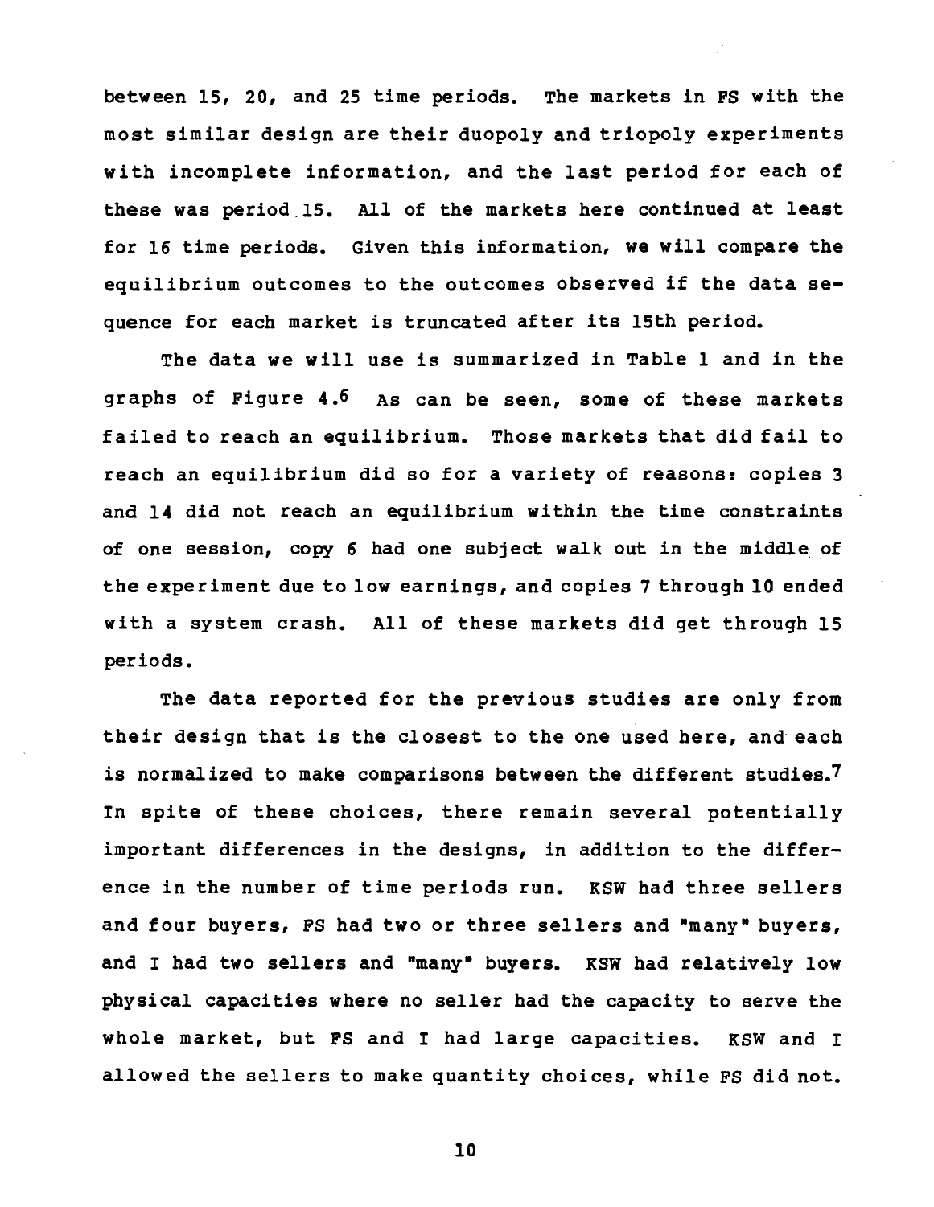between 15, 20, and 25 time periods. The markets in FS with the most similar design are their duopoly and triopoly experiments with incomplete information, and the last period for each of these was period 15. All of the markets here continued at least for 16 time periods. Given this information, we will compare the equilibrium outcomes to the outcomes observed if the data sequence for each market is truncated after its 15th period.

The data we will use is summarized in Table 1 and in the graphs of Figure 4.[6] As can be seen, some of these markets failed to reach an equilibrium. Those markets that did fail to reach an equilibrium did so for a variety of reasons: copies 3 and 14 did not reach an equilibrium within the time constraints of one session, copy 6 had one subject walk out in the middle of the experiment due to low earnings, and copies 7 through 10 ended with a system crash. All of these markets did get through 15 periods.

The data reported for the previous studies are only from their design that is the closest to the one used here, and each is normalized to make comparisons between the different studies.[7] In spite of these choices, there remain several potentially important differences in the designs, in addition to the difference in the number of time periods run. KSW had three sellers and four buyers, FS had two or three sellers and "many" buyers, and I had two sellers and "many" buyers. KSW had relatively low physical capacities where no seller had the capacity to serve the whole market, but FS and I had large capacities. KSW and I allowed the sellers to make quantity choices, while FS did not.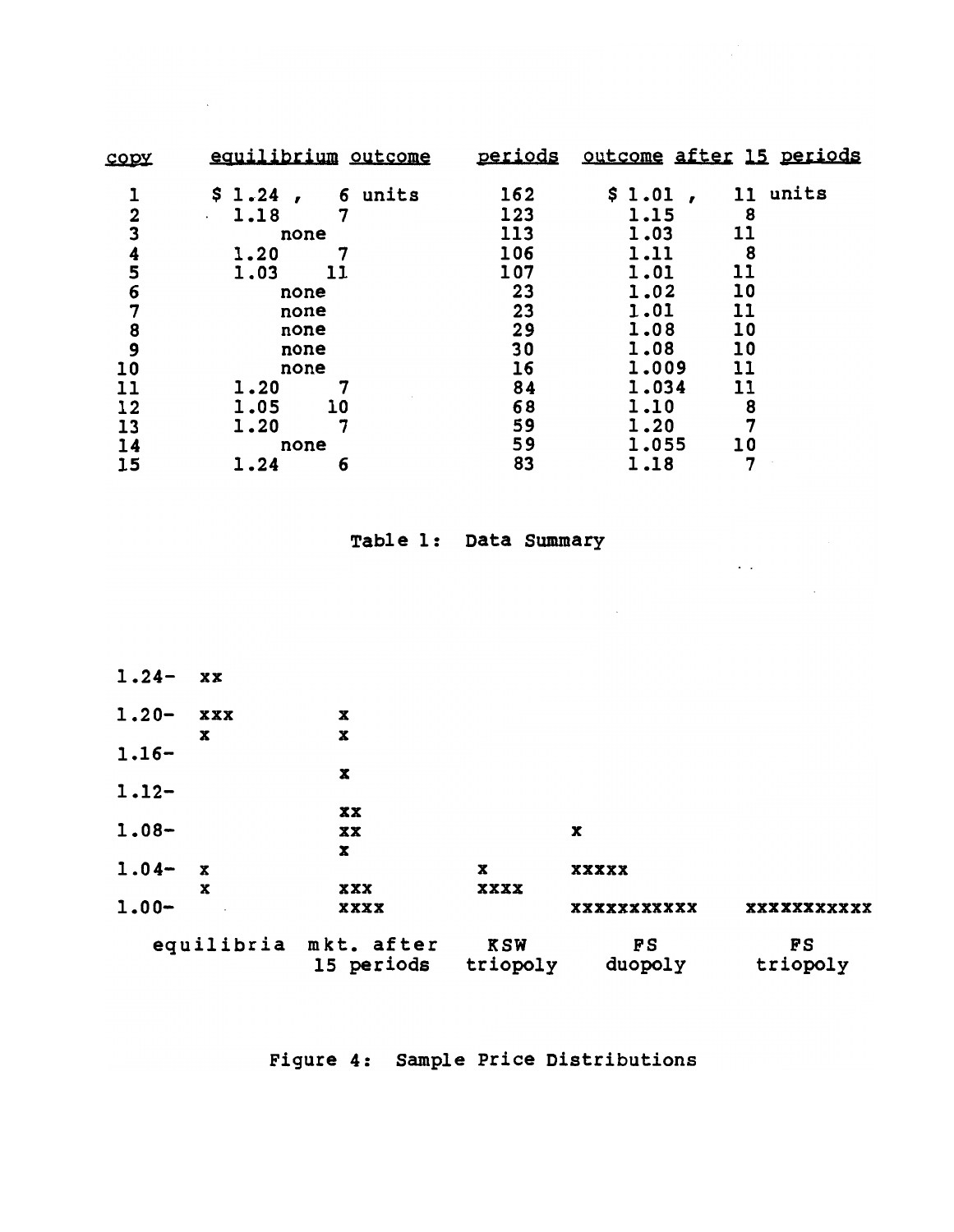| copy | equilibrium outcome | | periods | outcome after 15 periods | |
|---|---|---|---|---|---|
| 1 | \$ 1.24 , | 6 units | 162 | \$ 1.01 , | 11 units |
| 2 | 1.18 | 7 | 123 | 1.15 | 8 |
| 3 | none | | 113 | 1.03 | 11 |
| 4 | 1.20 | 7 | 106 | 1.11 | 8 |
| 5 | 1.03 | 11 | 107 | 1.01 | 11 |
| 6 | none | | 23 | 1.02 | 10 |
| 7 | none | | 23 | 1.01 | 11 |
| 8 | none | | 29 | 1.08 | 10 |
| 9 | none | | 30 | 1.08 | 10 |
| 10 | none | | 16 | 1.009 | 11 |
| 11 | 1.20 | 7 | 84 | 1.034 | 11 |
| 12 | 1.05 | 10 | 68 | 1.10 | 8 |
| 13 | 1.20 | 7 | 59 | 1.20 | 7 |
| 14 | none | | 59 | 1.055 | 10 |
| 15 | 1.24 | 6 | 83 | 1.18 | 7 |

Table 1: Data Summary

```
1.24-  xx

1.20-  xxx          x
       x            x
1.16-
                    x
1.12-
                    xx
1.08-               xx                   x
                    x
1.04-  x                         x       xxxxx
       x            xxx          xxxx
1.00-               xxxx                 xxxxxxxxxxx    xxxxxxxxxxx

    equilibria  mkt. after    KSW         FS            FS
                15 periods   triopoly    duopoly       triopoly
```

Figure 4: Sample Price Distributions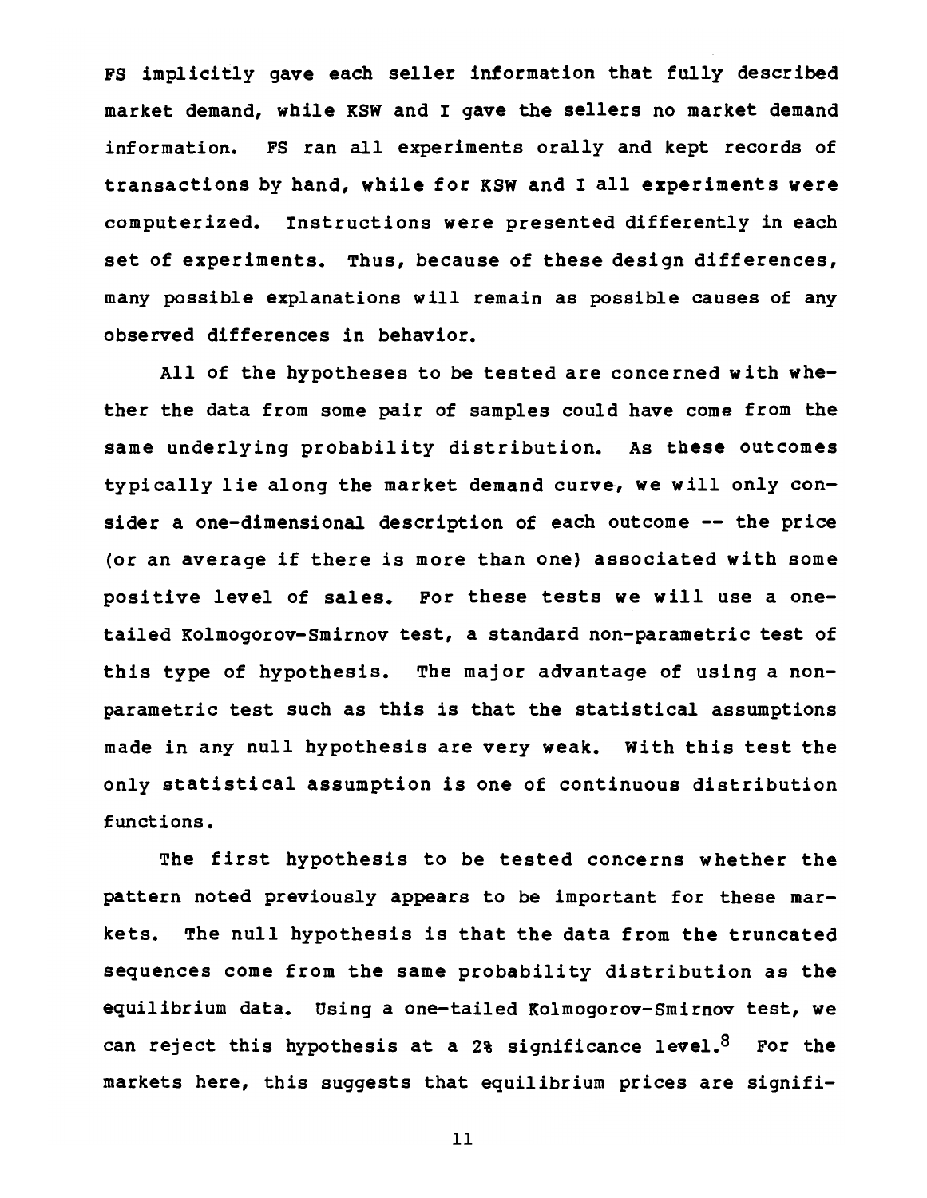FS implicitly gave each seller information that fully described market demand, while KSW and I gave the sellers no market demand information. FS ran all experiments orally and kept records of transactions by hand, while for KSW and I all experiments were computerized. Instructions were presented differently in each set of experiments. Thus, because of these design differences, many possible explanations will remain as possible causes of any observed differences in behavior.

All of the hypotheses to be tested are concerned with whether the data from some pair of samples could have come from the same underlying probability distribution. As these outcomes typically lie along the market demand curve, we will only consider a one-dimensional description of each outcome -- the price (or an average if there is more than one) associated with some positive level of sales. For these tests we will use a one-tailed Kolmogorov-Smirnov test, a standard non-parametric test of this type of hypothesis. The major advantage of using a non-parametric test such as this is that the statistical assumptions made in any null hypothesis are very weak. With this test the only statistical assumption is one of continuous distribution functions.

The first hypothesis to be tested concerns whether the pattern noted previously appears to be important for these markets. The null hypothesis is that the data from the truncated sequences come from the same probability distribution as the equilibrium data. Using a one-tailed Kolmogorov-Smirnov test, we can reject this hypothesis at a 2% significance level.[8] For the markets here, this suggests that equilibrium prices are signifi-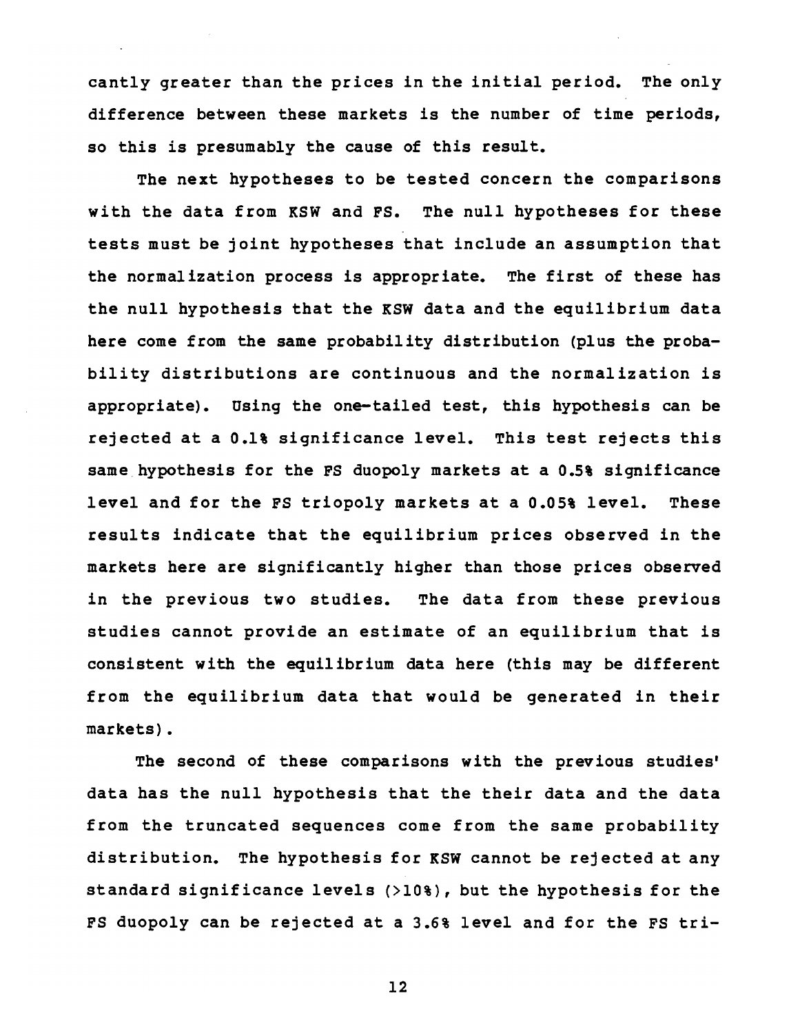cantly greater than the prices in the initial period. The only difference between these markets is the number of time periods, so this is presumably the cause of this result.

The next hypotheses to be tested concern the comparisons with the data from KSW and FS. The null hypotheses for these tests must be joint hypotheses that include an assumption that the normalization process is appropriate. The first of these has the null hypothesis that the KSW data and the equilibrium data here come from the same probability distribution (plus the probability distributions are continuous and the normalization is appropriate). Using the one-tailed test, this hypothesis can be rejected at a 0.1% significance level. This test rejects this same hypothesis for the FS duopoly markets at a 0.5% significance level and for the FS triopoly markets at a 0.05% level. These results indicate that the equilibrium prices observed in the markets here are significantly higher than those prices observed in the previous two studies. The data from these previous studies cannot provide an estimate of an equilibrium that is consistent with the equilibrium data here (this may be different from the equilibrium data that would be generated in their markets).

The second of these comparisons with the previous studies' data has the null hypothesis that the their data and the data from the truncated sequences come from the same probability distribution. The hypothesis for KSW cannot be rejected at any standard significance levels (>10%), but the hypothesis for the FS duopoly can be rejected at a 3.6% level and for the FS tri-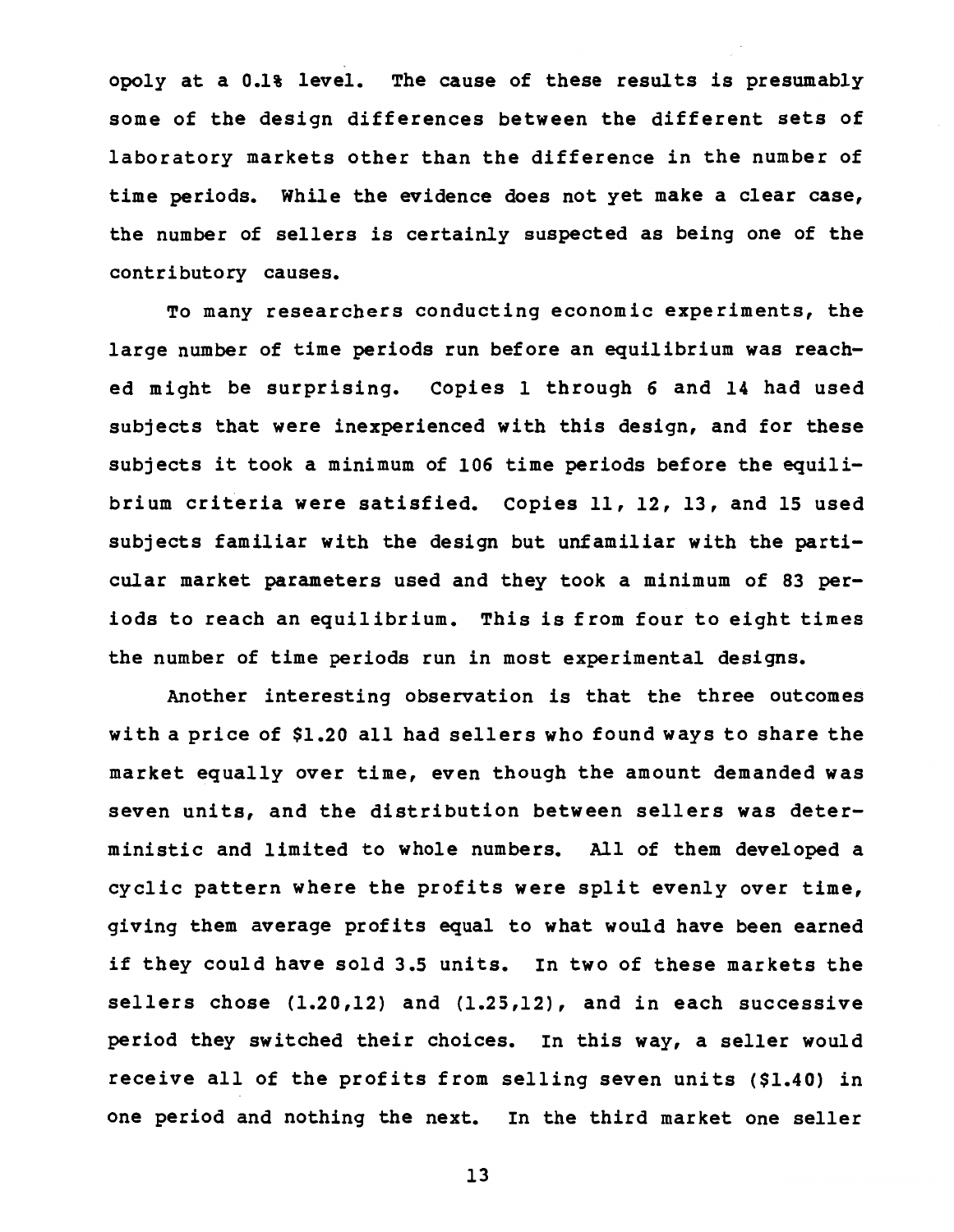opoly at a 0.1% level. The cause of these results is presumably some of the design differences between the different sets of laboratory markets other than the difference in the number of time periods. While the evidence does not yet make a clear case, the number of sellers is certainly suspected as being one of the contributory causes.

To many researchers conducting economic experiments, the large number of time periods run before an equilibrium was reached might be surprising. Copies 1 through 6 and 14 had used subjects that were inexperienced with this design, and for these subjects it took a minimum of 106 time periods before the equilibrium criteria were satisfied. Copies 11, 12, 13, and 15 used subjects familiar with the design but unfamiliar with the particular market parameters used and they took a minimum of 83 periods to reach an equilibrium. This is from four to eight times the number of time periods run in most experimental designs.

Another interesting observation is that the three outcomes with a price of $1.20 all had sellers who found ways to share the market equally over time, even though the amount demanded was seven units, and the distribution between sellers was deterministic and limited to whole numbers. All of them developed a cyclic pattern where the profits were split evenly over time, giving them average profits equal to what would have been earned if they could have sold 3.5 units. In two of these markets the sellers chose (1.20,12) and (1.25,12), and in each successive period they switched their choices. In this way, a seller would receive all of the profits from selling seven units ($1.40) in one period and nothing the next. In the third market one seller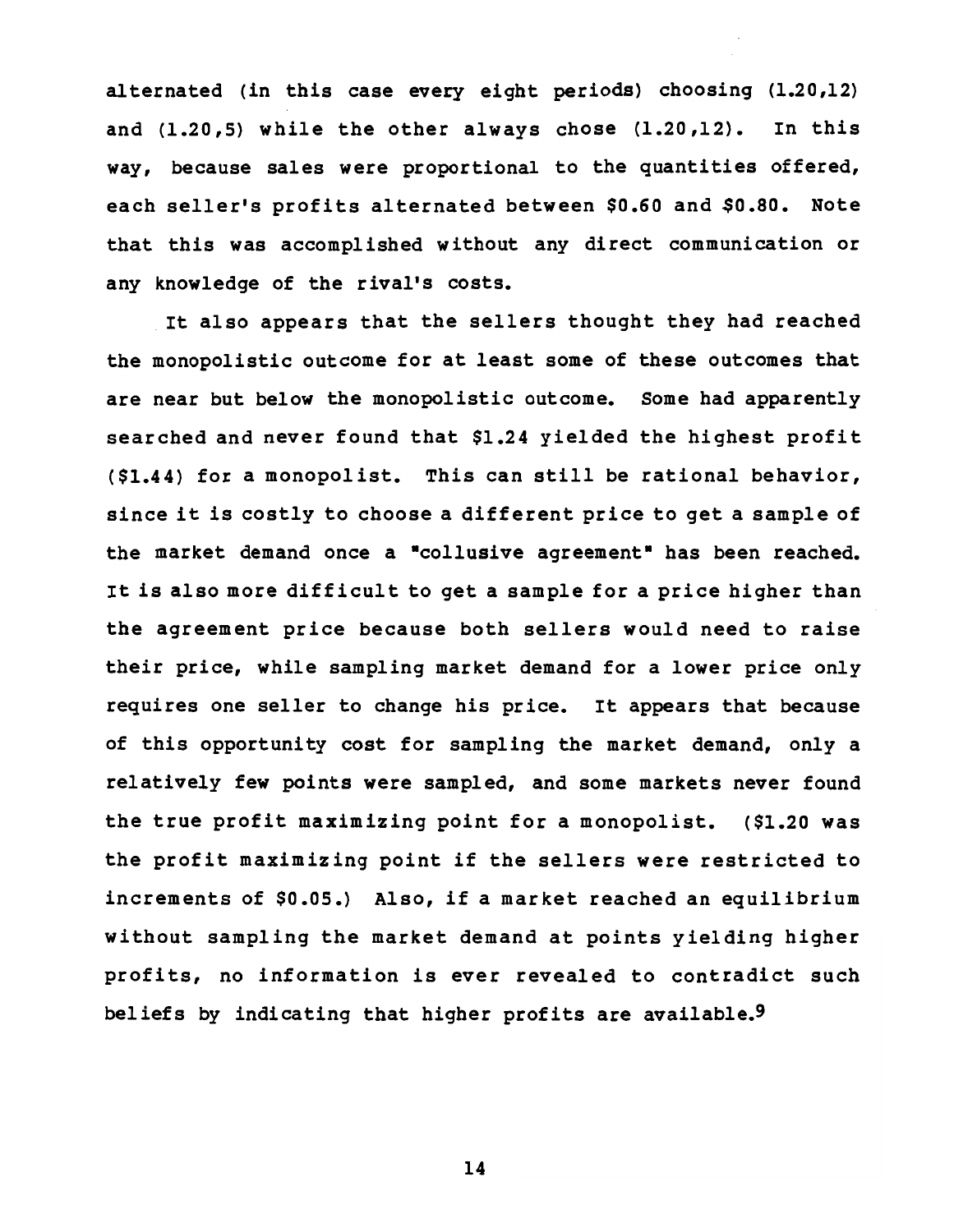alternated (in this case every eight periods) choosing (1.20,12) and (1.20,5) while the other always chose (1.20,12). In this way, because sales were proportional to the quantities offered, each seller's profits alternated between $0.60 and $0.80. Note that this was accomplished without any direct communication or any knowledge of the rival's costs.

It also appears that the sellers thought they had reached the monopolistic outcome for at least some of these outcomes that are near but below the monopolistic outcome. Some had apparently searched and never found that $1.24 yielded the highest profit ($1.44) for a monopolist. This can still be rational behavior, since it is costly to choose a different price to get a sample of the market demand once a "collusive agreement" has been reached. It is also more difficult to get a sample for a price higher than the agreement price because both sellers would need to raise their price, while sampling market demand for a lower price only requires one seller to change his price. It appears that because of this opportunity cost for sampling the market demand, only a relatively few points were sampled, and some markets never found the true profit maximizing point for a monopolist. ($1.20 was the profit maximizing point if the sellers were restricted to increments of $0.05.) Also, if a market reached an equilibrium without sampling the market demand at points yielding higher profits, no information is ever revealed to contradict such beliefs by indicating that higher profits are available.[9]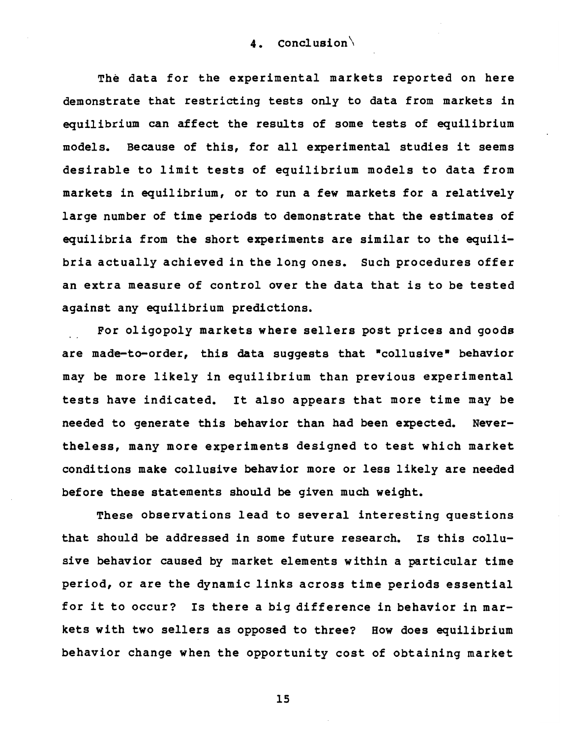## 4. Conclusion

The data for the experimental markets reported on here demonstrate that restricting tests only to data from markets in equilibrium can affect the results of some tests of equilibrium models. Because of this, for all experimental studies it seems desirable to limit tests of equilibrium models to data from markets in equilibrium, or to run a few markets for a relatively large number of time periods to demonstrate that the estimates of equilibria from the short experiments are similar to the equilibria actually achieved in the long ones. Such procedures offer an extra measure of control over the data that is to be tested against any equilibrium predictions.

For oligopoly markets where sellers post prices and goods are made-to-order, this data suggests that "collusive" behavior may be more likely in equilibrium than previous experimental tests have indicated. It also appears that more time may be needed to generate this behavior than had been expected. Nevertheless, many more experiments designed to test which market conditions make collusive behavior more or less likely are needed before these statements should be given much weight.

These observations lead to several interesting questions that should be addressed in some future research. Is this collusive behavior caused by market elements within a particular time period, or are the dynamic links across time periods essential for it to occur? Is there a big difference in behavior in markets with two sellers as opposed to three? How does equilibrium behavior change when the opportunity cost of obtaining market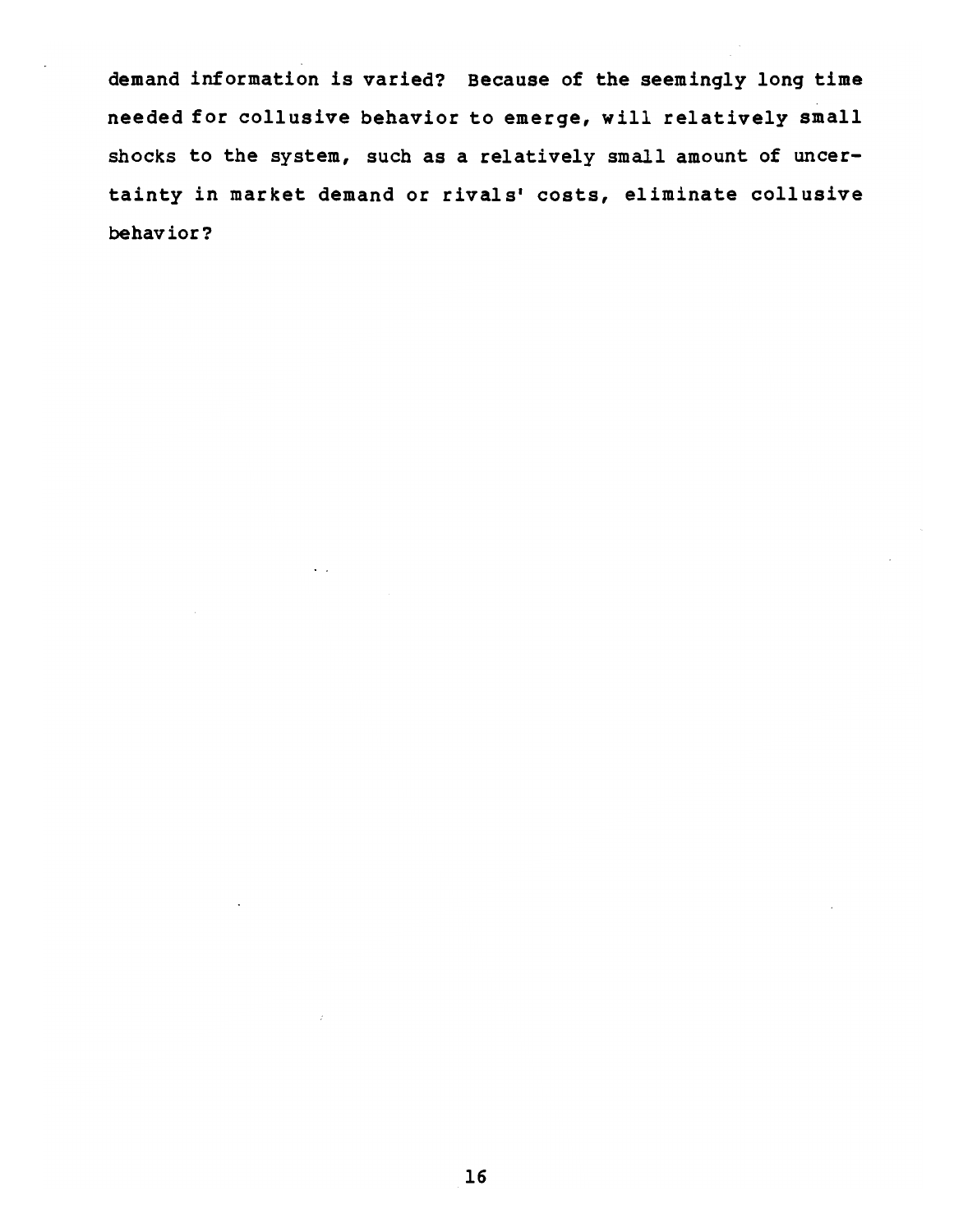demand information is varied? Because of the seemingly long time needed for collusive behavior to emerge, will relatively small shocks to the system, such as a relatively small amount of uncertainty in market demand or rivals' costs, eliminate collusive behavior?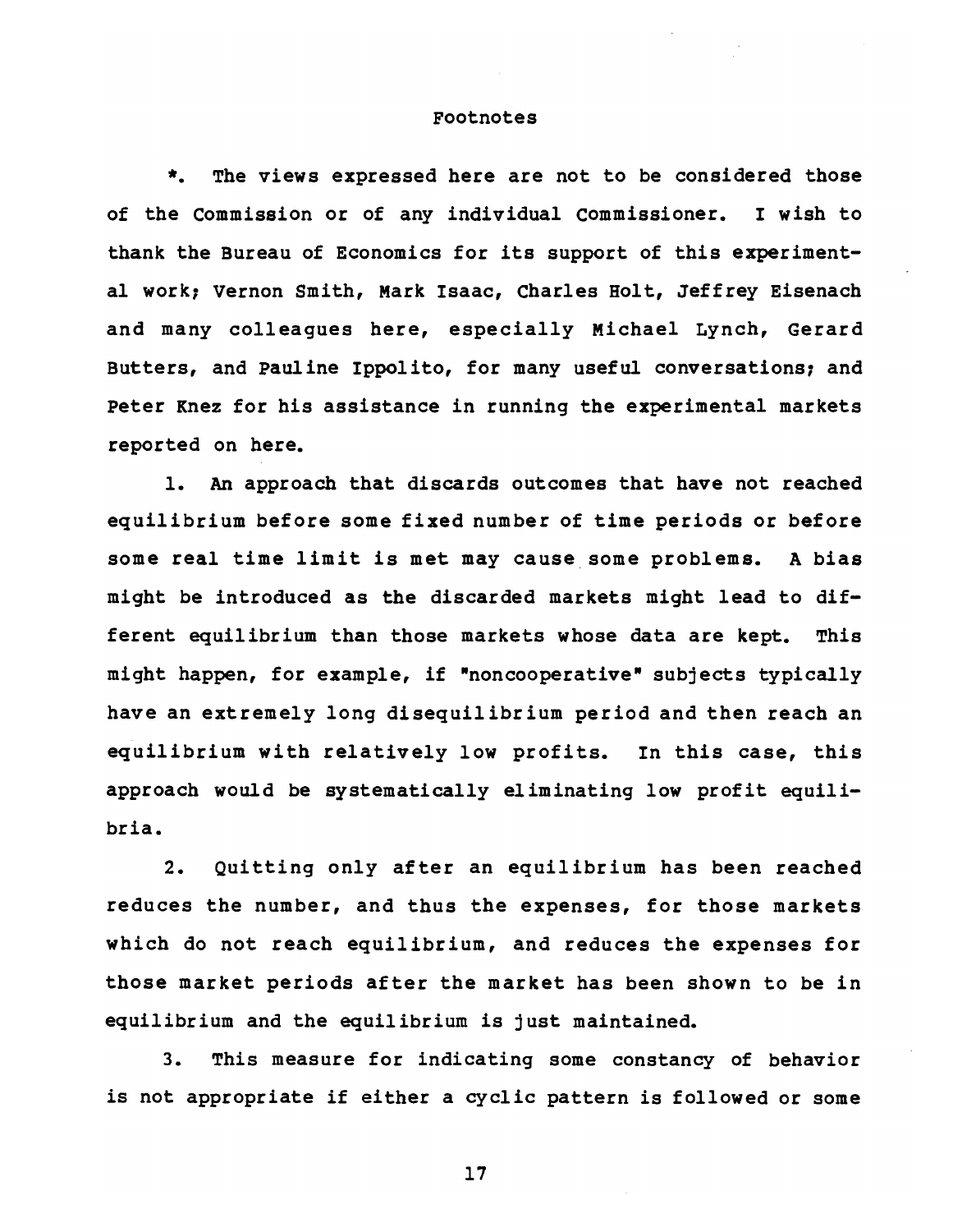## Footnotes

*. The views expressed here are not to be considered those of the Commission or of any individual Commissioner. I wish to thank the Bureau of Economics for its support of this experimental work; Vernon Smith, Mark Isaac, Charles Holt, Jeffrey Eisenach and many colleagues here, especially Michael Lynch, Gerard Butters, and Pauline Ippolito, for many useful conversations; and Peter Knez for his assistance in running the experimental markets reported on here.

1. An approach that discards outcomes that have not reached equilibrium before some fixed number of time periods or before some real time limit is met may cause some problems. A bias might be introduced as the discarded markets might lead to different equilibrium than those markets whose data are kept. This might happen, for example, if "noncooperative" subjects typically have an extremely long disequilibrium period and then reach an equilibrium with relatively low profits. In this case, this approach would be systematically eliminating low profit equilibria.

2. Quitting only after an equilibrium has been reached reduces the number, and thus the expenses, for those markets which do not reach equilibrium, and reduces the expenses for those market periods after the market has been shown to be in equilibrium and the equilibrium is just maintained.

3. This measure for indicating some constancy of behavior is not appropriate if either a cyclic pattern is followed or some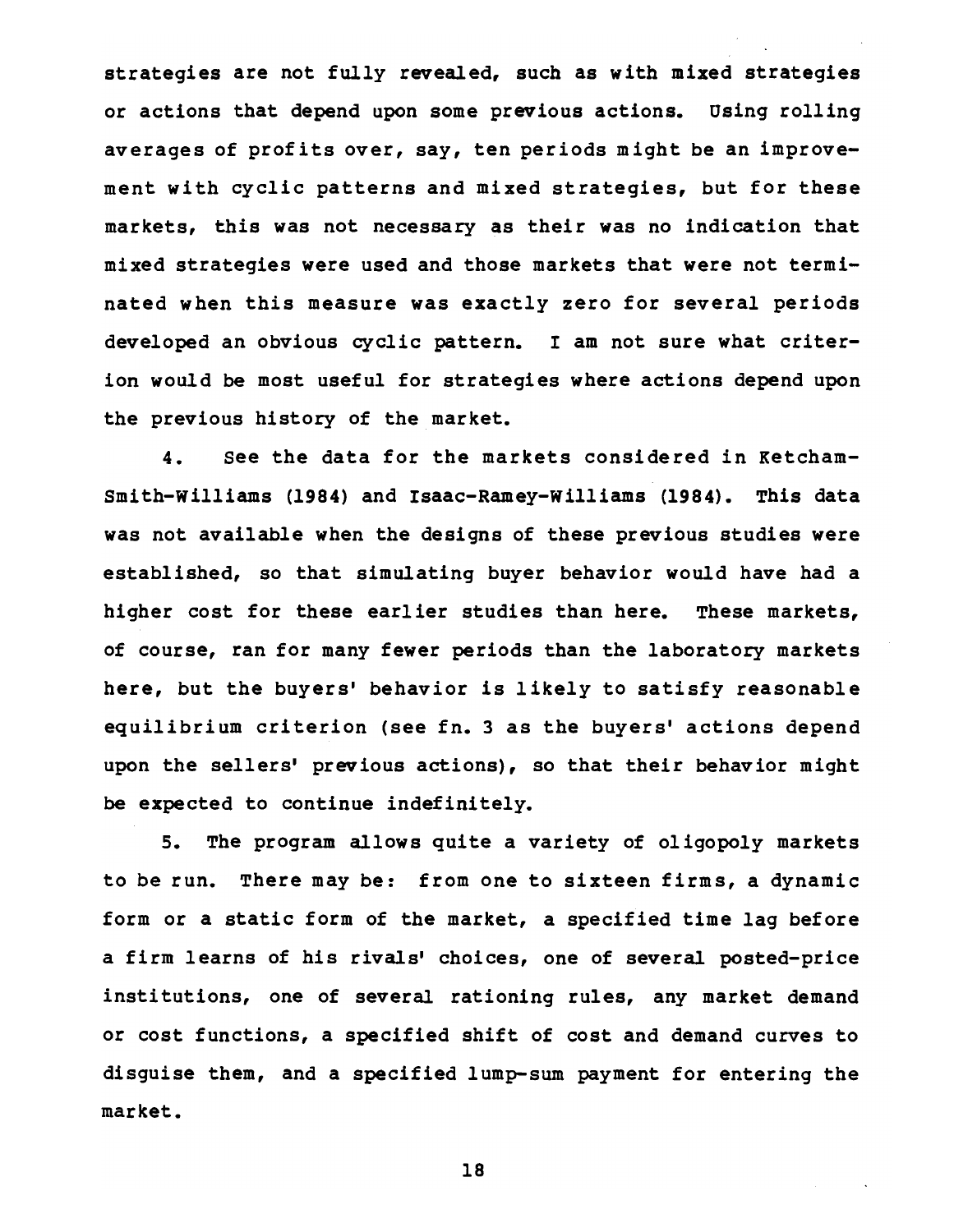strategies are not fully revealed, such as with mixed strategies or actions that depend upon some previous actions. Using rolling averages of profits over, say, ten periods might be an improvement with cyclic patterns and mixed strategies, but for these markets, this was not necessary as their was no indication that mixed strategies were used and those markets that were not terminated when this measure was exactly zero for several periods developed an obvious cyclic pattern. I am not sure what criterion would be most useful for strategies where actions depend upon the previous history of the market.

4. See the data for the markets considered in Ketcham-Smith-Williams (1984) and Isaac-Ramey-Williams (1984). This data was not available when the designs of these previous studies were established, so that simulating buyer behavior would have had a higher cost for these earlier studies than here. These markets, of course, ran for many fewer periods than the laboratory markets here, but the buyers' behavior is likely to satisfy reasonable equilibrium criterion (see fn. 3 as the buyers' actions depend upon the sellers' previous actions), so that their behavior might be expected to continue indefinitely.

5. The program allows quite a variety of oligopoly markets to be run. There may be: from one to sixteen firms, a dynamic form or a static form of the market, a specified time lag before a firm learns of his rivals' choices, one of several posted-price institutions, one of several rationing rules, any market demand or cost functions, a specified shift of cost and demand curves to disguise them, and a specified lump-sum payment for entering the market.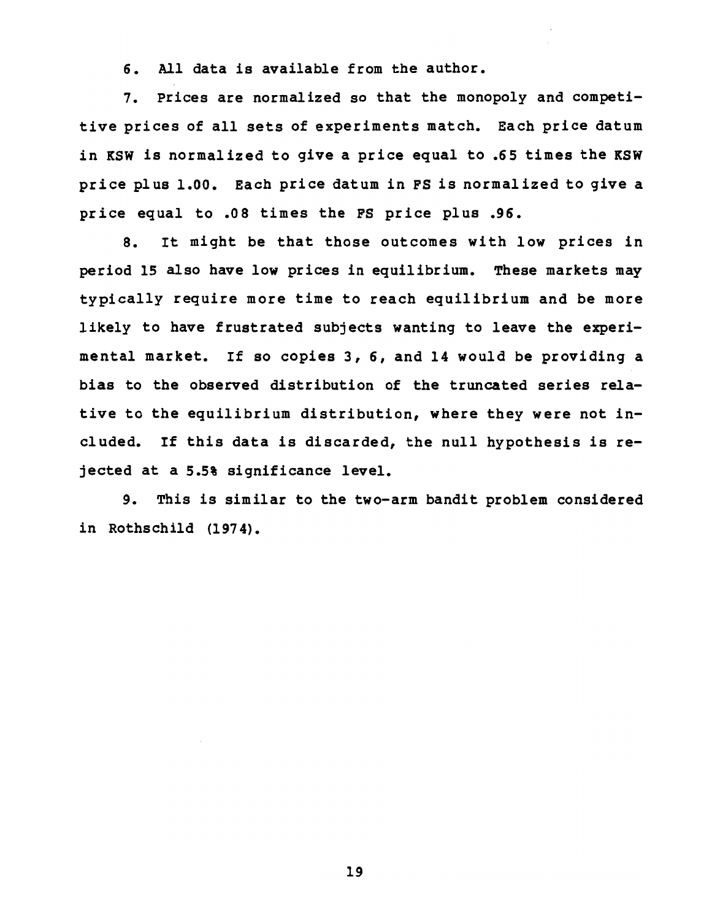6. All data is available from the author.

7. Prices are normalized so that the monopoly and competitive prices of all sets of experiments match. Each price datum in KSW is normalized to give a price equal to .65 times the KSW price plus 1.00. Each price datum in FS is normalized to give a price equal to .08 times the FS price plus .96.

8. It might be that those outcomes with low prices in period 15 also have low prices in equilibrium. These markets may typically require more time to reach equilibrium and be more likely to have frustrated subjects wanting to leave the experimental market. If so copies 3, 6, and 14 would be providing a bias to the observed distribution of the truncated series relative to the equilibrium distribution, where they were not included. If this data is discarded, the null hypothesis is rejected at a 5.5% significance level.

9. This is similar to the two-arm bandit problem considered in Rothschild (1974).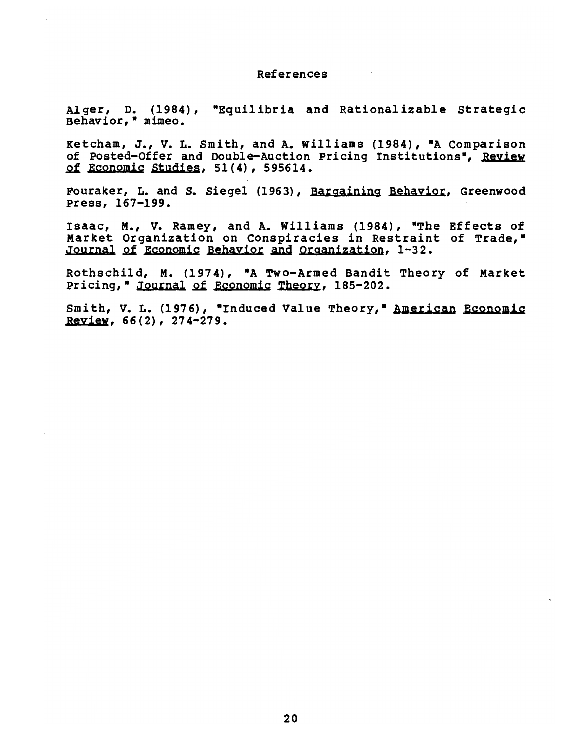# References

Alger, D. (1984), "Equilibria and Rationalizable Strategic Behavior," mimeo.

Ketcham, J., V. L. Smith, and A. Williams (1984), "A Comparison of Posted-Offer and Double-Auction Pricing Institutions", _Review of Economic Studies_, 51(4), 595614.

Fouraker, L. and S. Siegel (1963), _Bargaining Behavior_, Greenwood Press, 167-199.

Isaac, M., V. Ramey, and A. Williams (1984), "The Effects of Market Organization on Conspiracies in Restraint of Trade," _Journal of Economic Behavior and Organization_, 1-32.

Rothschild, M. (1974), "A Two-Armed Bandit Theory of Market Pricing," _Journal of Economic Theory_, 185-202.

Smith, V. L. (1976), "Induced Value Theory," _American Economic Review_, 66(2), 274-279.